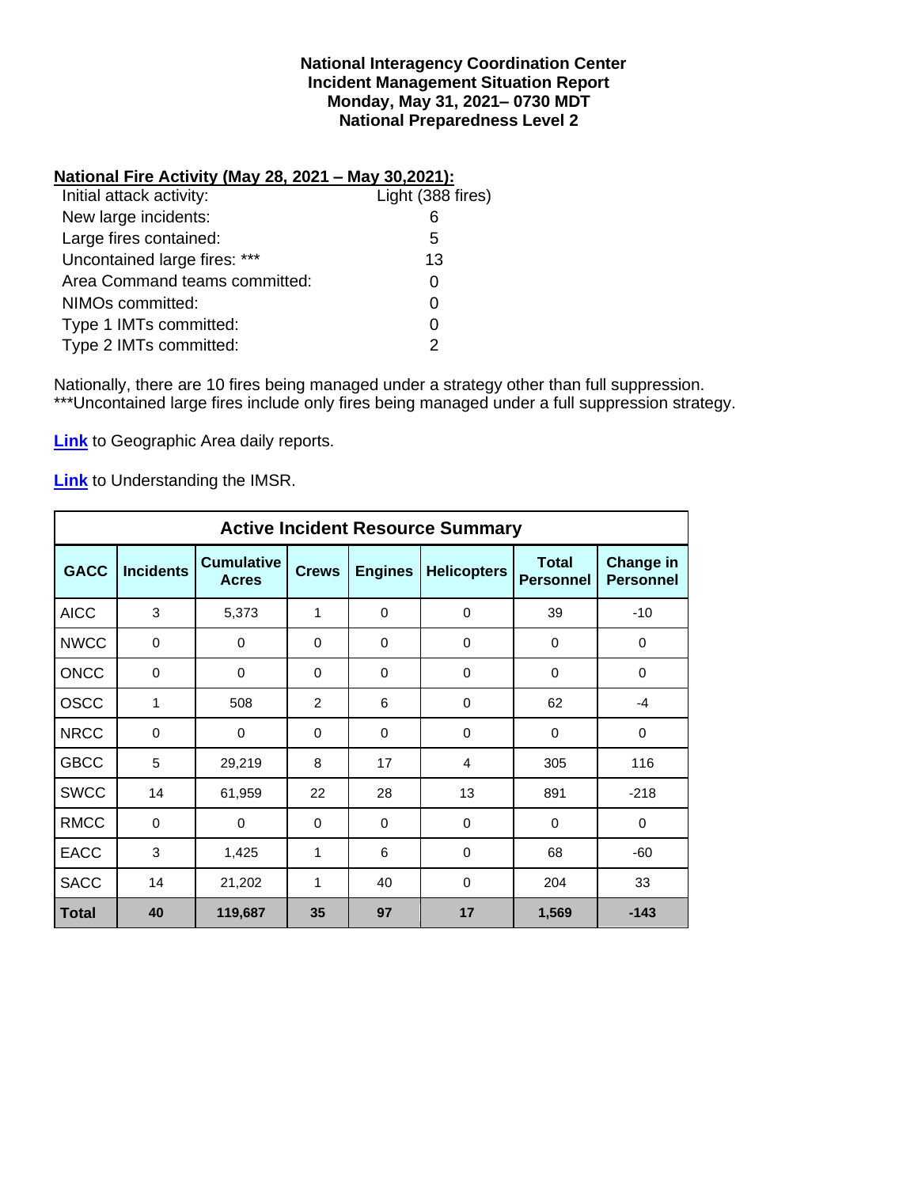**National Interagency Coordination Center**
**Incident Management Situation Report**
**Monday, May 31, 2021– 0730 MDT**
**National Preparedness Level 2**

**National Fire Activity (May 28, 2021 – May 30,2021):**

| | |
|---|---|
| Initial attack activity: | Light (388 fires) |
| New large incidents: | 6 |
| Large fires contained: | 5 |
| Uncontained large fires: *** | 13 |
| Area Command teams committed: | 0 |
| NIMOs committed: | 0 |
| Type 1 IMTs committed: | 0 |
| Type 2 IMTs committed: | 2 |

Nationally, there are 10 fires being managed under a strategy other than full suppression.
***Uncontained large fires include only fires being managed under a full suppression strategy.

**Link** to Geographic Area daily reports.

**Link** to Understanding the IMSR.

| Active Incident Resource Summary | | | | | | | |
|---|---|---|---|---|---|---|---|
| **GACC** | **Incidents** | **Cumulative Acres** | **Crews** | **Engines** | **Helicopters** | **Total Personnel** | **Change in Personnel** |
| AICC | 3 | 5,373 | 1 | 0 | 0 | 39 | -10 |
| NWCC | 0 | 0 | 0 | 0 | 0 | 0 | 0 |
| ONCC | 0 | 0 | 0 | 0 | 0 | 0 | 0 |
| OSCC | 1 | 508 | 2 | 6 | 0 | 62 | -4 |
| NRCC | 0 | 0 | 0 | 0 | 0 | 0 | 0 |
| GBCC | 5 | 29,219 | 8 | 17 | 4 | 305 | 116 |
| SWCC | 14 | 61,959 | 22 | 28 | 13 | 891 | -218 |
| RMCC | 0 | 0 | 0 | 0 | 0 | 0 | 0 |
| EACC | 3 | 1,425 | 1 | 6 | 0 | 68 | -60 |
| SACC | 14 | 21,202 | 1 | 40 | 0 | 204 | 33 |
| **Total** | **40** | **119,687** | **35** | **97** | **17** | **1,569** | **-143** |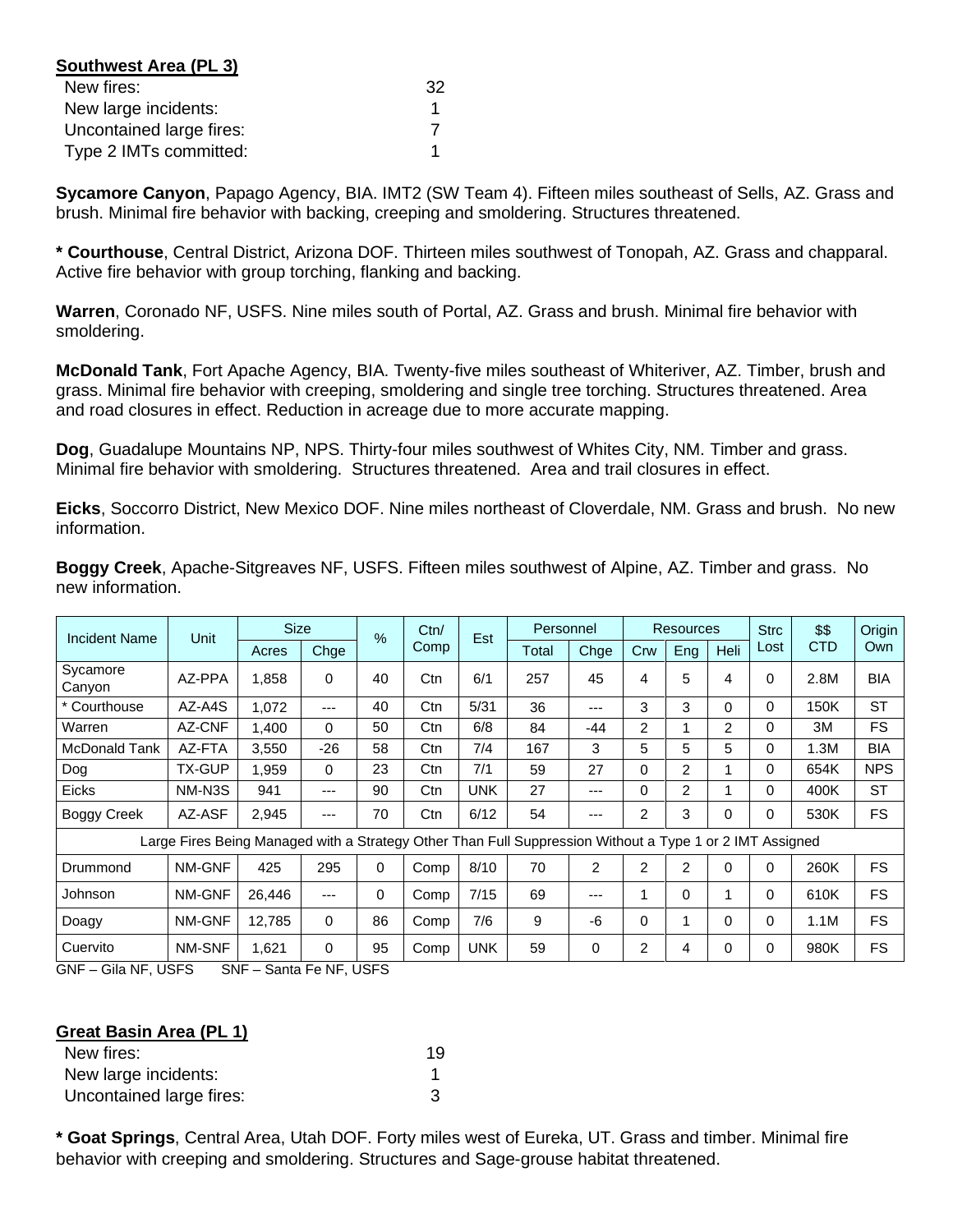**Southwest Area (PL 3)**

| | |
|---|---|
| New fires: | 32 |
| New large incidents: | 1 |
| Uncontained large fires: | 7 |
| Type 2 IMTs committed: | 1 |

**Sycamore Canyon**, Papago Agency, BIA. IMT2 (SW Team 4). Fifteen miles southeast of Sells, AZ. Grass and brush. Minimal fire behavior with backing, creeping and smoldering. Structures threatened.

**\* Courthouse**, Central District, Arizona DOF. Thirteen miles southwest of Tonopah, AZ. Grass and chapparal. Active fire behavior with group torching, flanking and backing.

**Warren**, Coronado NF, USFS. Nine miles south of Portal, AZ. Grass and brush. Minimal fire behavior with smoldering.

**McDonald Tank**, Fort Apache Agency, BIA. Twenty-five miles southeast of Whiteriver, AZ. Timber, brush and grass. Minimal fire behavior with creeping, smoldering and single tree torching. Structures threatened. Area and road closures in effect. Reduction in acreage due to more accurate mapping.

**Dog**, Guadalupe Mountains NP, NPS. Thirty-four miles southwest of Whites City, NM. Timber and grass. Minimal fire behavior with smoldering. Structures threatened. Area and trail closures in effect.

**Eicks**, Soccorro District, New Mexico DOF. Nine miles northeast of Cloverdale, NM. Grass and brush. No new information.

**Boggy Creek**, Apache-Sitgreaves NF, USFS. Fifteen miles southwest of Alpine, AZ. Timber and grass. No new information.

| Incident Name | Unit | Size | | % | Ctn/ Comp | Est | Personnel | | Resources | | | Strc Lost | $$ CTD | Origin Own |
|---|---|---|---|---|---|---|---|---|---|---|---|---|---|---|
| | | Acres | Chge | | | | Total | Chge | Crw | Eng | Heli | | | |
| Sycamore Canyon | AZ-PPA | 1,858 | 0 | 40 | Ctn | 6/1 | 257 | 45 | 4 | 5 | 4 | 0 | 2.8M | BIA |
| * Courthouse | AZ-A4S | 1,072 | --- | 40 | Ctn | 5/31 | 36 | --- | 3 | 3 | 0 | 0 | 150K | ST |
| Warren | AZ-CNF | 1,400 | 0 | 50 | Ctn | 6/8 | 84 | -44 | 2 | 1 | 2 | 0 | 3M | FS |
| McDonald Tank | AZ-FTA | 3,550 | -26 | 58 | Ctn | 7/4 | 167 | 3 | 5 | 5 | 5 | 0 | 1.3M | BIA |
| Dog | TX-GUP | 1,959 | 0 | 23 | Ctn | 7/1 | 59 | 27 | 0 | 2 | 1 | 0 | 654K | NPS |
| Eicks | NM-N3S | 941 | --- | 90 | Ctn | UNK | 27 | --- | 0 | 2 | 1 | 0 | 400K | ST |
| Boggy Creek | AZ-ASF | 2,945 | --- | 70 | Ctn | 6/12 | 54 | --- | 2 | 3 | 0 | 0 | 530K | FS |
| Large Fires Being Managed with a Strategy Other Than Full Suppression Without a Type 1 or 2 IMT Assigned | | | | | | | | | | | | | | |
| Drummond | NM-GNF | 425 | 295 | 0 | Comp | 8/10 | 70 | 2 | 2 | 2 | 0 | 0 | 260K | FS |
| Johnson | NM-GNF | 26,446 | --- | 0 | Comp | 7/15 | 69 | --- | 1 | 0 | 1 | 0 | 610K | FS |
| Doagy | NM-GNF | 12,785 | 0 | 86 | Comp | 7/6 | 9 | -6 | 0 | 1 | 0 | 0 | 1.1M | FS |
| Cuervito | NM-SNF | 1,621 | 0 | 95 | Comp | UNK | 59 | 0 | 2 | 4 | 0 | 0 | 980K | FS |

GNF – Gila NF, USFS  SNF – Santa Fe NF, USFS

**Great Basin Area (PL 1)**

| | |
|---|---|
| New fires: | 19 |
| New large incidents: | 1 |
| Uncontained large fires: | 3 |

**\* Goat Springs**, Central Area, Utah DOF. Forty miles west of Eureka, UT. Grass and timber. Minimal fire behavior with creeping and smoldering. Structures and Sage-grouse habitat threatened.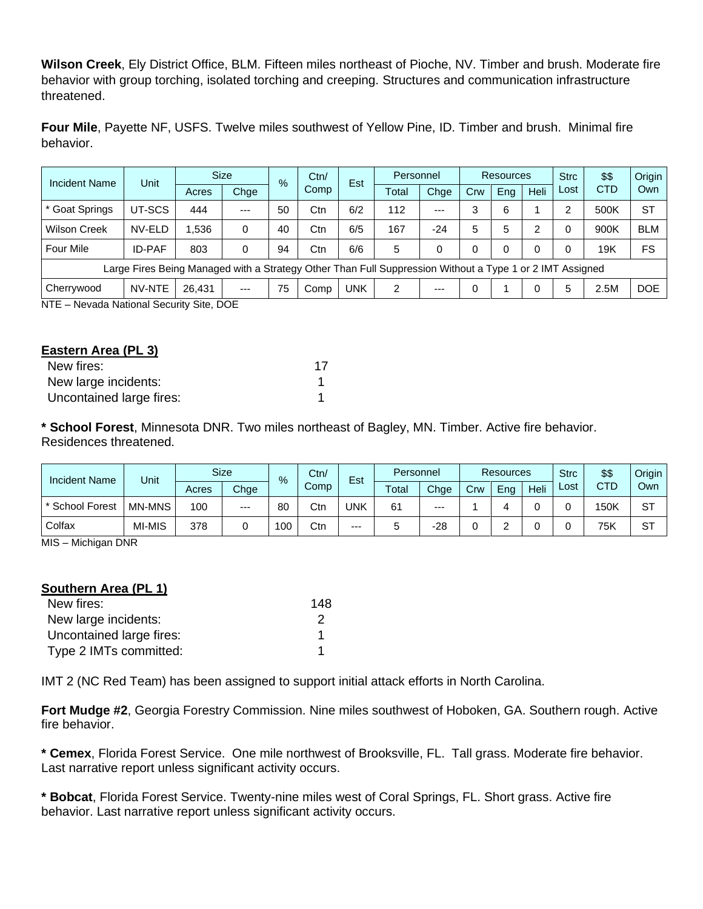**Wilson Creek**, Ely District Office, BLM. Fifteen miles northeast of Pioche, NV. Timber and brush. Moderate fire behavior with group torching, isolated torching and creeping. Structures and communication infrastructure threatened.

**Four Mile**, Payette NF, USFS. Twelve miles southwest of Yellow Pine, ID. Timber and brush. Minimal fire behavior.

| Incident Name | Unit | Size | | % | Ctn/ Comp | Est | Personnel | | Resources | | | Strc Lost | $$ CTD | Origin Own |
|---|---|---|---|---|---|---|---|---|---|---|---|---|---|---|
| | | Acres | Chge | | | | Total | Chge | Crw | Eng | Heli | | | |
| * Goat Springs | UT-SCS | 444 | --- | 50 | Ctn | 6/2 | 112 | --- | 3 | 6 | 1 | 2 | 500K | ST |
| Wilson Creek | NV-ELD | 1,536 | 0 | 40 | Ctn | 6/5 | 167 | -24 | 5 | 5 | 2 | 0 | 900K | BLM |
| Four Mile | ID-PAF | 803 | 0 | 94 | Ctn | 6/6 | 5 | 0 | 0 | 0 | 0 | 0 | 19K | FS |
| Large Fires Being Managed with a Strategy Other Than Full Suppression Without a Type 1 or 2 IMT Assigned | | | | | | | | | | | | | | |
| Cherrywood | NV-NTE | 26,431 | --- | 75 | Comp | UNK | 2 | --- | 0 | 1 | 0 | 5 | 2.5M | DOE |

NTE – Nevada National Security Site, DOE

## Eastern Area (PL 3)

| | |
|---|---|
| New fires: | 17 |
| New large incidents: | 1 |
| Uncontained large fires: | 1 |

**\* School Forest**, Minnesota DNR. Two miles northeast of Bagley, MN. Timber. Active fire behavior. Residences threatened.

| Incident Name | Unit | Size | | % | Ctn/ Comp | Est | Personnel | | Resources | | | Strc Lost | $$ CTD | Origin Own |
|---|---|---|---|---|---|---|---|---|---|---|---|---|---|---|
| | | Acres | Chge | | | | Total | Chge | Crw | Eng | Heli | | | |
| * School Forest | MN-MNS | 100 | --- | 80 | Ctn | UNK | 61 | --- | 1 | 4 | 0 | 0 | 150K | ST |
| Colfax | MI-MIS | 378 | 0 | 100 | Ctn | --- | 5 | -28 | 0 | 2 | 0 | 0 | 75K | ST |

MIS – Michigan DNR

## Southern Area (PL 1)

| | |
|---|---|
| New fires: | 148 |
| New large incidents: | 2 |
| Uncontained large fires: | 1 |
| Type 2 IMTs committed: | 1 |

IMT 2 (NC Red Team) has been assigned to support initial attack efforts in North Carolina.

**Fort Mudge #2**, Georgia Forestry Commission. Nine miles southwest of Hoboken, GA. Southern rough. Active fire behavior.

**\* Cemex**, Florida Forest Service. One mile northwest of Brooksville, FL. Tall grass. Moderate fire behavior. Last narrative report unless significant activity occurs.

**\* Bobcat**, Florida Forest Service. Twenty-nine miles west of Coral Springs, FL. Short grass. Active fire behavior. Last narrative report unless significant activity occurs.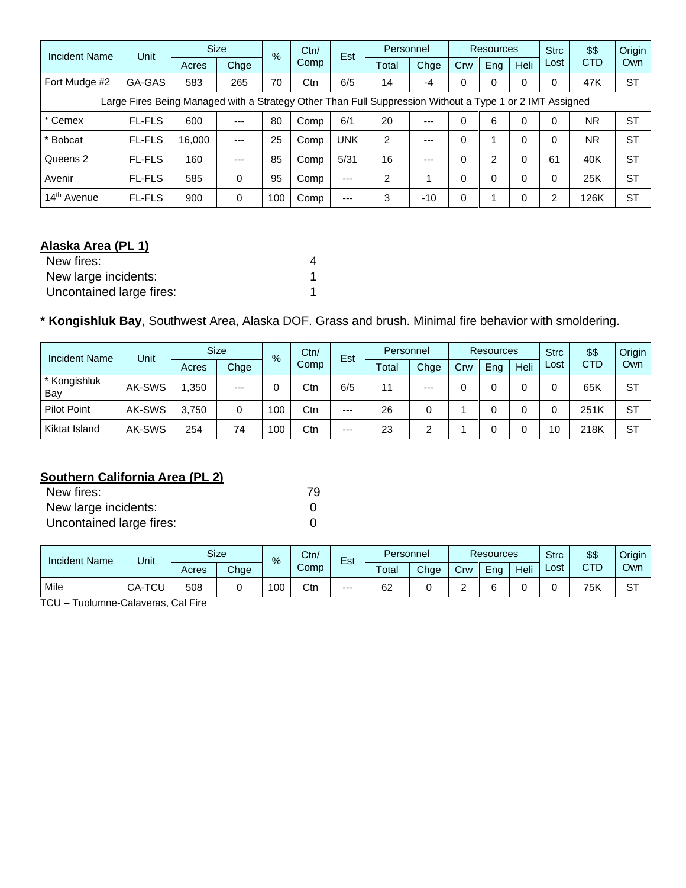| Incident Name | Unit | Size | | % | Ctn/ Comp | Est | Personnel | | Resources | | | Strc Lost | $$ CTD | Origin Own |
|---|---|---|---|---|---|---|---|---|---|---|---|---|---|---|
| | | Acres | Chge | | | | Total | Chge | Crw | Eng | Heli | | | |
| Fort Mudge #2 | GA-GAS | 583 | 265 | 70 | Ctn | 6/5 | 14 | -4 | 0 | 0 | 0 | 0 | 47K | ST |
| Large Fires Being Managed with a Strategy Other Than Full Suppression Without a Type 1 or 2 IMT Assigned | | | | | | | | | | | | | | |
| * Cemex | FL-FLS | 600 | --- | 80 | Comp | 6/1 | 20 | --- | 0 | 6 | 0 | 0 | NR | ST |
| * Bobcat | FL-FLS | 16,000 | --- | 25 | Comp | UNK | 2 | --- | 0 | 1 | 0 | 0 | NR | ST |
| Queens 2 | FL-FLS | 160 | --- | 85 | Comp | 5/31 | 16 | --- | 0 | 2 | 0 | 61 | 40K | ST |
| Avenir | FL-FLS | 585 | 0 | 95 | Comp | --- | 2 | 1 | 0 | 0 | 0 | 0 | 25K | ST |
| 14th Avenue | FL-FLS | 900 | 0 | 100 | Comp | --- | 3 | -10 | 0 | 1 | 0 | 2 | 126K | ST |

**Alaska Area (PL 1)**

New fires: 4
New large incidents: 1
Uncontained large fires: 1

**\* Kongishluk Bay**, Southwest Area, Alaska DOF. Grass and brush. Minimal fire behavior with smoldering.

| Incident Name | Unit | Size | | % | Ctn/ Comp | Est | Personnel | | Resources | | | Strc Lost | $$ CTD | Origin Own |
|---|---|---|---|---|---|---|---|---|---|---|---|---|---|---|
| | | Acres | Chge | | | | Total | Chge | Crw | Eng | Heli | | | |
| * Kongishluk Bay | AK-SWS | 1,350 | --- | 0 | Ctn | 6/5 | 11 | --- | 0 | 0 | 0 | 0 | 65K | ST |
| Pilot Point | AK-SWS | 3,750 | 0 | 100 | Ctn | --- | 26 | 0 | 1 | 0 | 0 | 0 | 251K | ST |
| Kiktat Island | AK-SWS | 254 | 74 | 100 | Ctn | --- | 23 | 2 | 1 | 0 | 0 | 10 | 218K | ST |

**Southern California Area (PL 2)**

New fires: 79
New large incidents: 0
Uncontained large fires: 0

| Incident Name | Unit | Size | | % | Ctn/ Comp | Est | Personnel | | Resources | | | Strc Lost | $$ CTD | Origin Own |
|---|---|---|---|---|---|---|---|---|---|---|---|---|---|---|
| | | Acres | Chge | | | | Total | Chge | Crw | Eng | Heli | | | |
| Mile | CA-TCU | 508 | 0 | 100 | Ctn | --- | 62 | 0 | 2 | 6 | 0 | 0 | 75K | ST |

TCU – Tuolumne-Calaveras, Cal Fire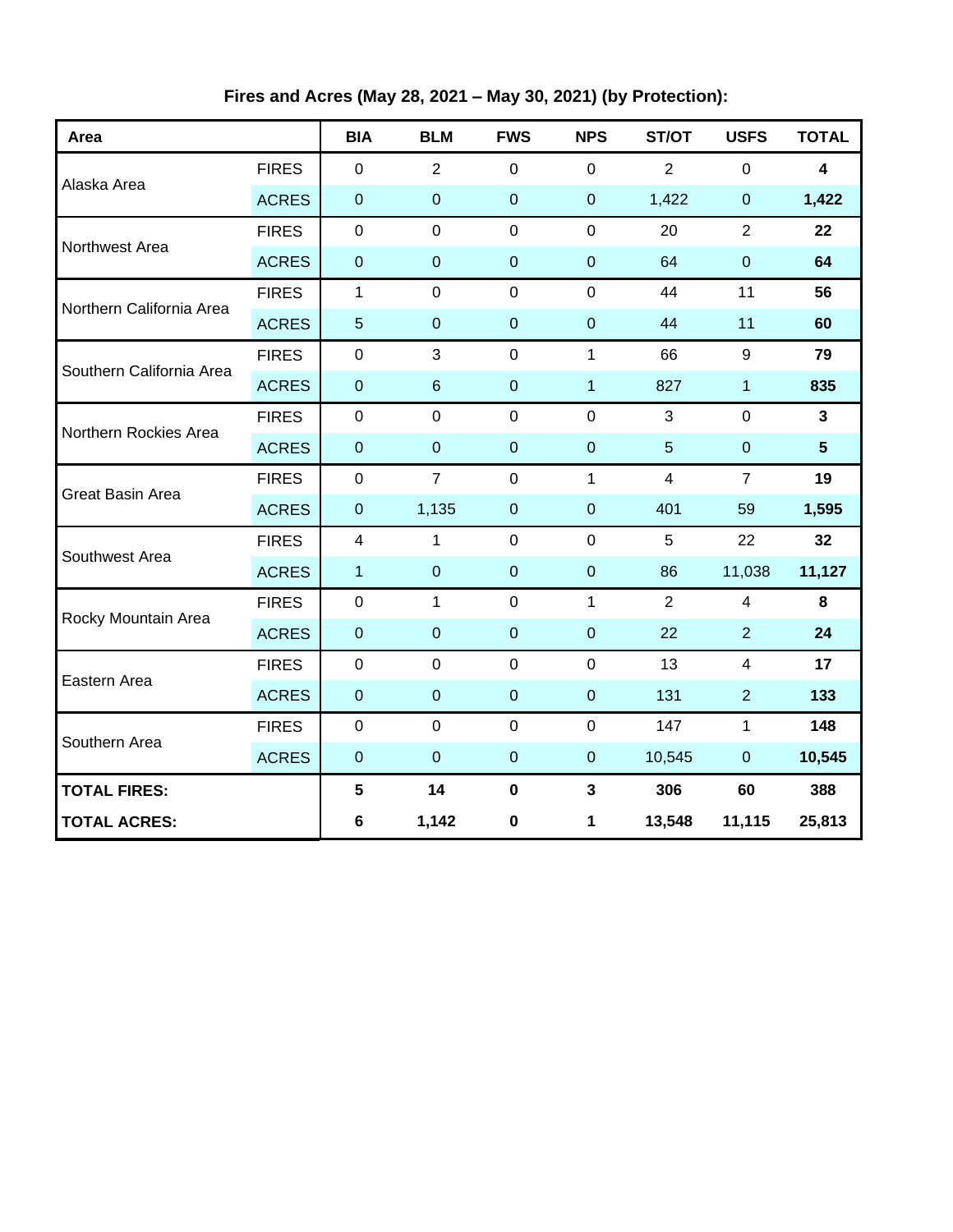**Fires and Acres (May 28, 2021 – May 30, 2021) (by Protection):**

| Area | | BIA | BLM | FWS | NPS | ST/OT | USFS | TOTAL |
|---|---|---|---|---|---|---|---|---|
| Alaska Area | FIRES | 0 | 2 | 0 | 0 | 2 | 0 | **4** |
| | ACRES | 0 | 0 | 0 | 0 | 1,422 | 0 | **1,422** |
| Northwest Area | FIRES | 0 | 0 | 0 | 0 | 20 | 2 | **22** |
| | ACRES | 0 | 0 | 0 | 0 | 64 | 0 | **64** |
| Northern California Area | FIRES | 1 | 0 | 0 | 0 | 44 | 11 | **56** |
| | ACRES | 5 | 0 | 0 | 0 | 44 | 11 | **60** |
| Southern California Area | FIRES | 0 | 3 | 0 | 1 | 66 | 9 | **79** |
| | ACRES | 0 | 6 | 0 | 1 | 827 | 1 | **835** |
| Northern Rockies Area | FIRES | 0 | 0 | 0 | 0 | 3 | 0 | **3** |
| | ACRES | 0 | 0 | 0 | 0 | 5 | 0 | **5** |
| Great Basin Area | FIRES | 0 | 7 | 0 | 1 | 4 | 7 | **19** |
| | ACRES | 0 | 1,135 | 0 | 0 | 401 | 59 | **1,595** |
| Southwest Area | FIRES | 4 | 1 | 0 | 0 | 5 | 22 | **32** |
| | ACRES | 1 | 0 | 0 | 0 | 86 | 11,038 | **11,127** |
| Rocky Mountain Area | FIRES | 0 | 1 | 0 | 1 | 2 | 4 | **8** |
| | ACRES | 0 | 0 | 0 | 0 | 22 | 2 | **24** |
| Eastern Area | FIRES | 0 | 0 | 0 | 0 | 13 | 4 | **17** |
| | ACRES | 0 | 0 | 0 | 0 | 131 | 2 | **133** |
| Southern Area | FIRES | 0 | 0 | 0 | 0 | 147 | 1 | **148** |
| | ACRES | 0 | 0 | 0 | 0 | 10,545 | 0 | **10,545** |
| **TOTAL FIRES:** | | **5** | **14** | **0** | **3** | **306** | **60** | **388** |
| **TOTAL ACRES:** | | **6** | **1,142** | **0** | **1** | **13,548** | **11,115** | **25,813** |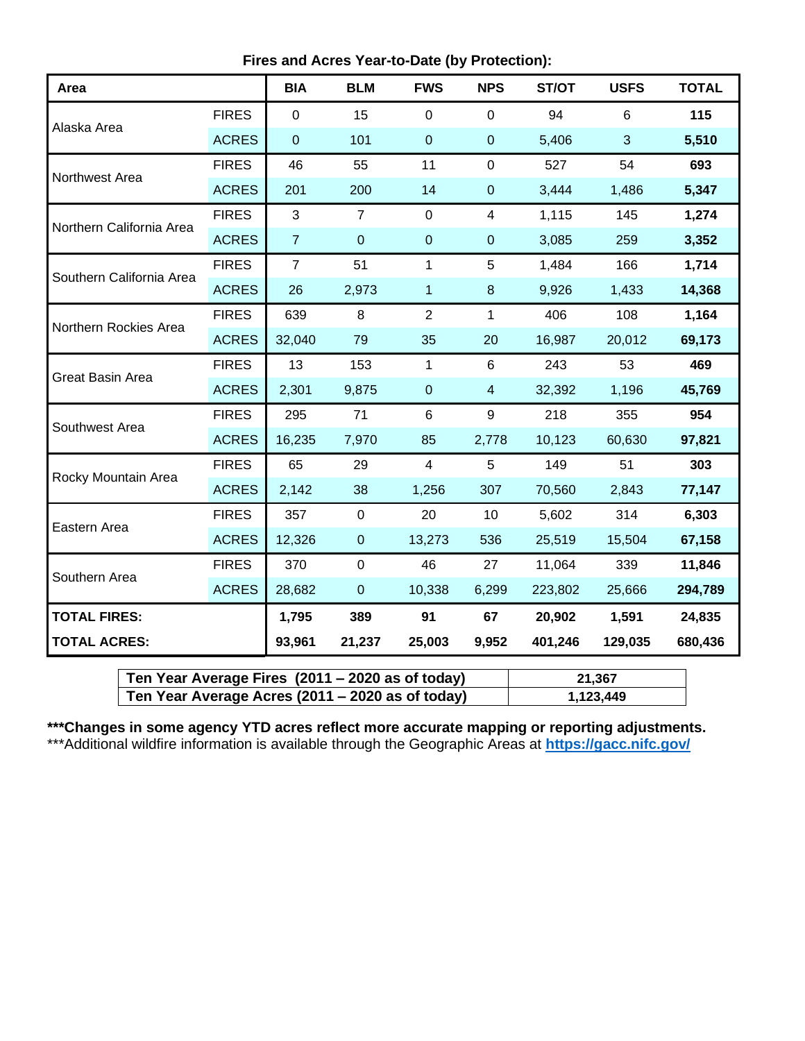**Fires and Acres Year-to-Date (by Protection):**

| Area | | BIA | BLM | FWS | NPS | ST/OT | USFS | TOTAL |
|---|---|---|---|---|---|---|---|---|
| Alaska Area | FIRES | 0 | 15 | 0 | 0 | 94 | 6 | **115** |
| | ACRES | 0 | 101 | 0 | 0 | 5,406 | 3 | **5,510** |
| Northwest Area | FIRES | 46 | 55 | 11 | 0 | 527 | 54 | **693** |
| | ACRES | 201 | 200 | 14 | 0 | 3,444 | 1,486 | **5,347** |
| Northern California Area | FIRES | 3 | 7 | 0 | 4 | 1,115 | 145 | **1,274** |
| | ACRES | 7 | 0 | 0 | 0 | 3,085 | 259 | **3,352** |
| Southern California Area | FIRES | 7 | 51 | 1 | 5 | 1,484 | 166 | **1,714** |
| | ACRES | 26 | 2,973 | 1 | 8 | 9,926 | 1,433 | **14,368** |
| Northern Rockies Area | FIRES | 639 | 8 | 2 | 1 | 406 | 108 | **1,164** |
| | ACRES | 32,040 | 79 | 35 | 20 | 16,987 | 20,012 | **69,173** |
| Great Basin Area | FIRES | 13 | 153 | 1 | 6 | 243 | 53 | **469** |
| | ACRES | 2,301 | 9,875 | 0 | 4 | 32,392 | 1,196 | **45,769** |
| Southwest Area | FIRES | 295 | 71 | 6 | 9 | 218 | 355 | **954** |
| | ACRES | 16,235 | 7,970 | 85 | 2,778 | 10,123 | 60,630 | **97,821** |
| Rocky Mountain Area | FIRES | 65 | 29 | 4 | 5 | 149 | 51 | **303** |
| | ACRES | 2,142 | 38 | 1,256 | 307 | 70,560 | 2,843 | **77,147** |
| Eastern Area | FIRES | 357 | 0 | 20 | 10 | 5,602 | 314 | **6,303** |
| | ACRES | 12,326 | 0 | 13,273 | 536 | 25,519 | 15,504 | **67,158** |
| Southern Area | FIRES | 370 | 0 | 46 | 27 | 11,064 | 339 | **11,846** |
| | ACRES | 28,682 | 0 | 10,338 | 6,299 | 223,802 | 25,666 | **294,789** |
| **TOTAL FIRES:** | | **1,795** | **389** | **91** | **67** | **20,902** | **1,591** | **24,835** |
| **TOTAL ACRES:** | | **93,961** | **21,237** | **25,003** | **9,952** | **401,246** | **129,035** | **680,436** |

| | |
|---|---|
| **Ten Year Average Fires (2011 – 2020 as of today)** | **21,367** |
| **Ten Year Average Acres (2011 – 2020 as of today)** | **1,123,449** |

**\*\*\*Changes in some agency YTD acres reflect more accurate mapping or reporting adjustments.**

\*\*\*Additional wildfire information is available through the Geographic Areas at **https://gacc.nifc.gov/**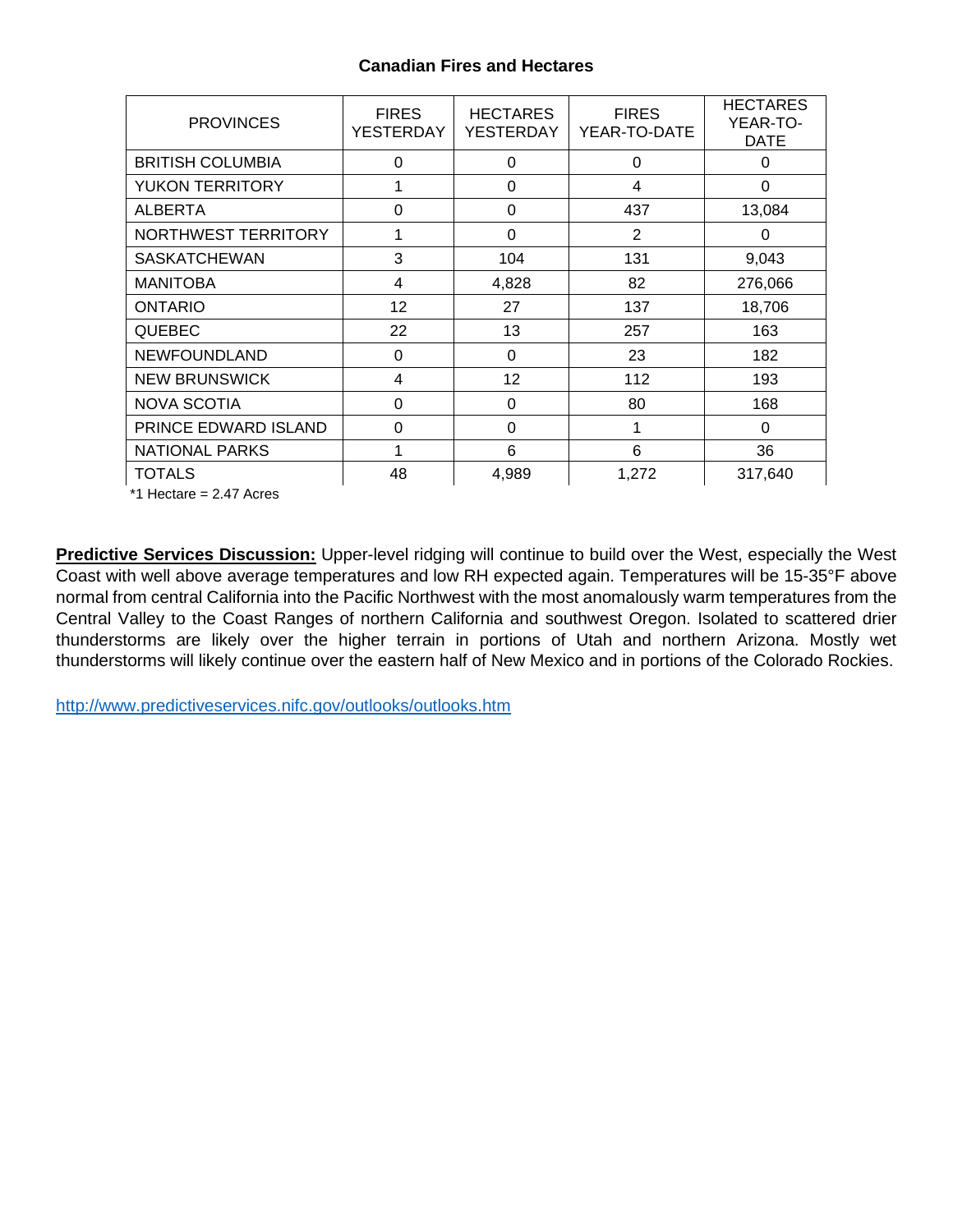**Canadian Fires and Hectares**

| PROVINCES | FIRES YESTERDAY | HECTARES YESTERDAY | FIRES YEAR-TO-DATE | HECTARES YEAR-TO-DATE |
|---|---|---|---|---|
| BRITISH COLUMBIA | 0 | 0 | 0 | 0 |
| YUKON TERRITORY | 1 | 0 | 4 | 0 |
| ALBERTA | 0 | 0 | 437 | 13,084 |
| NORTHWEST TERRITORY | 1 | 0 | 2 | 0 |
| SASKATCHEWAN | 3 | 104 | 131 | 9,043 |
| MANITOBA | 4 | 4,828 | 82 | 276,066 |
| ONTARIO | 12 | 27 | 137 | 18,706 |
| QUEBEC | 22 | 13 | 257 | 163 |
| NEWFOUNDLAND | 0 | 0 | 23 | 182 |
| NEW BRUNSWICK | 4 | 12 | 112 | 193 |
| NOVA SCOTIA | 0 | 0 | 80 | 168 |
| PRINCE EDWARD ISLAND | 0 | 0 | 1 | 0 |
| NATIONAL PARKS | 1 | 6 | 6 | 36 |
| TOTALS | 48 | 4,989 | 1,272 | 317,640 |

*1 Hectare = 2.47 Acres

**Predictive Services Discussion:** Upper-level ridging will continue to build over the West, especially the West Coast with well above average temperatures and low RH expected again. Temperatures will be 15-35°F above normal from central California into the Pacific Northwest with the most anomalously warm temperatures from the Central Valley to the Coast Ranges of northern California and southwest Oregon. Isolated to scattered drier thunderstorms are likely over the higher terrain in portions of Utah and northern Arizona. Mostly wet thunderstorms will likely continue over the eastern half of New Mexico and in portions of the Colorado Rockies.

http://www.predictiveservices.nifc.gov/outlooks/outlooks.htm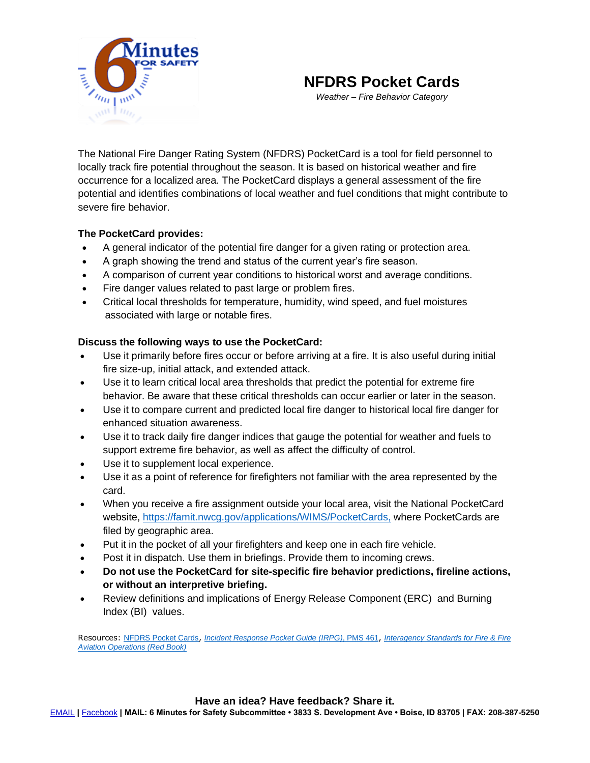# NFDRS Pocket Cards

*Weather – Fire Behavior Category*

The National Fire Danger Rating System (NFDRS) PocketCard is a tool for field personnel to locally track fire potential throughout the season. It is based on historical weather and fire occurrence for a localized area. The PocketCard displays a general assessment of the fire potential and identifies combinations of local weather and fuel conditions that might contribute to severe fire behavior.

**The PocketCard provides:**

- A general indicator of the potential fire danger for a given rating or protection area.
- A graph showing the trend and status of the current year's fire season.
- A comparison of current year conditions to historical worst and average conditions.
- Fire danger values related to past large or problem fires.
- Critical local thresholds for temperature, humidity, wind speed, and fuel moistures associated with large or notable fires.

**Discuss the following ways to use the PocketCard:**

- Use it primarily before fires occur or before arriving at a fire. It is also useful during initial fire size-up, initial attack, and extended attack.
- Use it to learn critical local area thresholds that predict the potential for extreme fire behavior. Be aware that these critical thresholds can occur earlier or later in the season.
- Use it to compare current and predicted local fire danger to historical local fire danger for enhanced situation awareness.
- Use it to track daily fire danger indices that gauge the potential for weather and fuels to support extreme fire behavior, as well as affect the difficulty of control.
- Use it to supplement local experience.
- Use it as a point of reference for firefighters not familiar with the area represented by the card.
- When you receive a fire assignment outside your local area, visit the National PocketCard website, https://famit.nwcg.gov/applications/WIMS/PocketCards, where PocketCards are filed by geographic area.
- Put it in the pocket of all your firefighters and keep one in each fire vehicle.
- Post it in dispatch. Use them in briefings. Provide them to incoming crews.
- **Do not use the PocketCard for site-specific fire behavior predictions, fireline actions, or without an interpretive briefing.**
- Review definitions and implications of Energy Release Component (ERC) and Burning Index (BI) values.

Resources: NFDRS Pocket Cards, *Incident Response Pocket Guide (IRPG), PMS 461*, *Interagency Standards for Fire & Fire Aviation Operations (Red Book)*

**Have an idea? Have feedback? Share it.**

EMAIL | Facebook | **MAIL: 6 Minutes for Safety Subcommittee • 3833 S. Development Ave • Boise, ID 83705 | FAX: 208-387-5250**